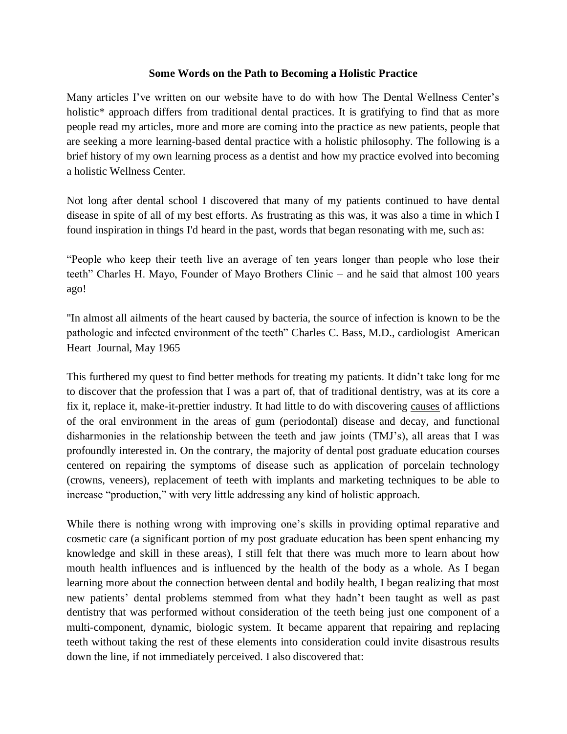**Some Words on the Path to Becoming a Holistic Practice**

Many articles I've written on our website have to do with how The Dental Wellness Center's holistic* approach differs from traditional dental practices. It is gratifying to find that as more people read my articles, more and more are coming into the practice as new patients, people that are seeking a more learning-based dental practice with a holistic philosophy. The following is a brief history of my own learning process as a dentist and how my practice evolved into becoming a holistic Wellness Center.

Not long after dental school I discovered that many of my patients continued to have dental disease in spite of all of my best efforts. As frustrating as this was, it was also a time in which I found inspiration in things I'd heard in the past, words that began resonating with me, such as:

"People who keep their teeth live an average of ten years longer than people who lose their teeth" Charles H. Mayo, Founder of Mayo Brothers Clinic – and he said that almost 100 years ago!

"In almost all ailments of the heart caused by bacteria, the source of infection is known to be the pathologic and infected environment of the teeth" Charles C. Bass, M.D., cardiologist American Heart Journal, May 1965

This furthered my quest to find better methods for treating my patients. It didn't take long for me to discover that the profession that I was a part of, that of traditional dentistry, was at its core a fix it, replace it, make-it-prettier industry. It had little to do with discovering <u>causes</u> of afflictions of the oral environment in the areas of gum (periodontal) disease and decay, and functional disharmonies in the relationship between the teeth and jaw joints (TMJ's), all areas that I was profoundly interested in. On the contrary, the majority of dental post graduate education courses centered on repairing the symptoms of disease such as application of porcelain technology (crowns, veneers), replacement of teeth with implants and marketing techniques to be able to increase "production," with very little addressing any kind of holistic approach.

While there is nothing wrong with improving one's skills in providing optimal reparative and cosmetic care (a significant portion of my post graduate education has been spent enhancing my knowledge and skill in these areas), I still felt that there was much more to learn about how mouth health influences and is influenced by the health of the body as a whole. As I began learning more about the connection between dental and bodily health, I began realizing that most new patients' dental problems stemmed from what they hadn't been taught as well as past dentistry that was performed without consideration of the teeth being just one component of a multi-component, dynamic, biologic system. It became apparent that repairing and replacing teeth without taking the rest of these elements into consideration could invite disastrous results down the line, if not immediately perceived. I also discovered that: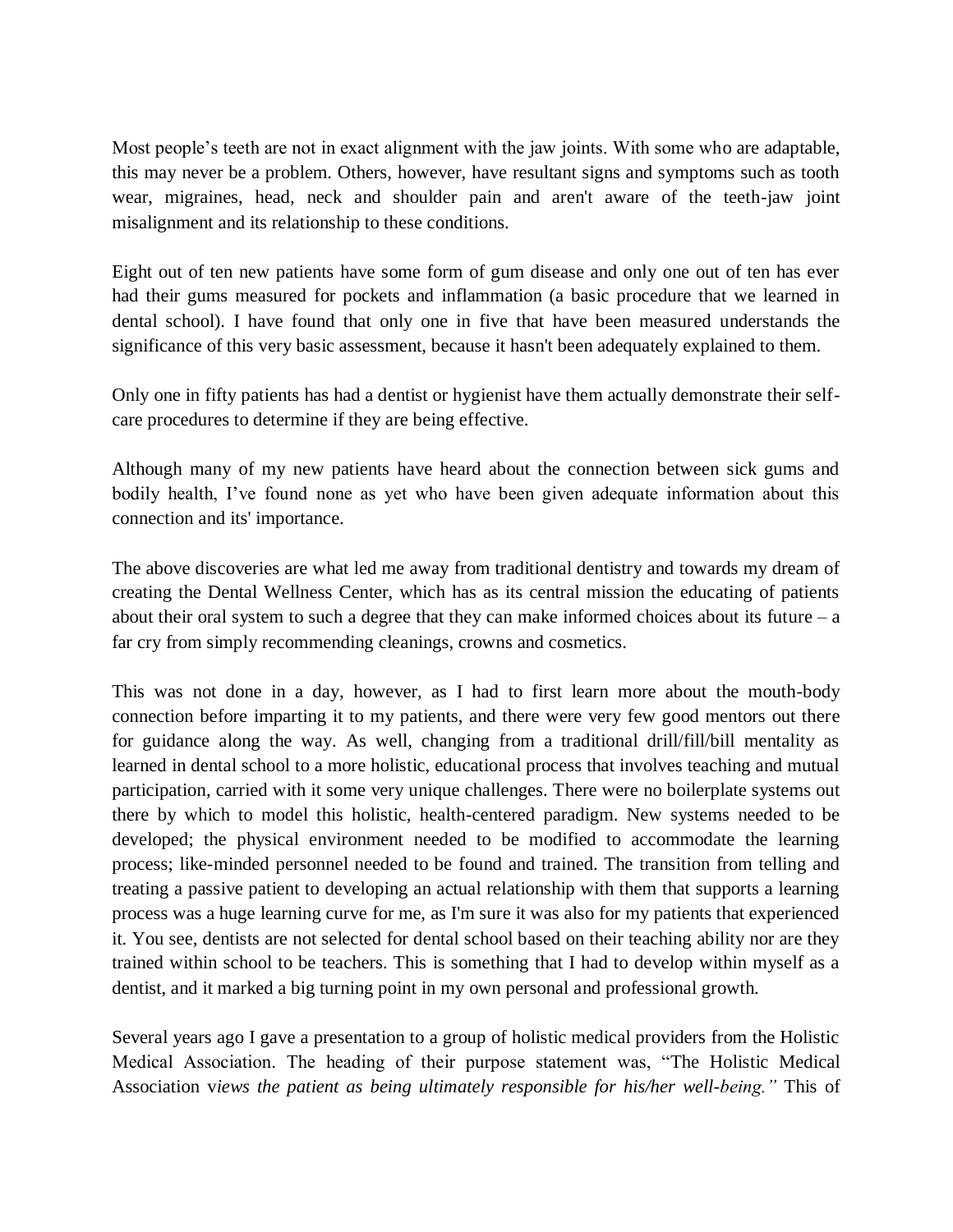Most people's teeth are not in exact alignment with the jaw joints. With some who are adaptable, this may never be a problem. Others, however, have resultant signs and symptoms such as tooth wear, migraines, head, neck and shoulder pain and aren't aware of the teeth-jaw joint misalignment and its relationship to these conditions.

Eight out of ten new patients have some form of gum disease and only one out of ten has ever had their gums measured for pockets and inflammation (a basic procedure that we learned in dental school). I have found that only one in five that have been measured understands the significance of this very basic assessment, because it hasn't been adequately explained to them.

Only one in fifty patients has had a dentist or hygienist have them actually demonstrate their self-care procedures to determine if they are being effective.

Although many of my new patients have heard about the connection between sick gums and bodily health, I've found none as yet who have been given adequate information about this connection and its' importance.

The above discoveries are what led me away from traditional dentistry and towards my dream of creating the Dental Wellness Center, which has as its central mission the educating of patients about their oral system to such a degree that they can make informed choices about its future – a far cry from simply recommending cleanings, crowns and cosmetics.

This was not done in a day, however, as I had to first learn more about the mouth-body connection before imparting it to my patients, and there were very few good mentors out there for guidance along the way. As well, changing from a traditional drill/fill/bill mentality as learned in dental school to a more holistic, educational process that involves teaching and mutual participation, carried with it some very unique challenges. There were no boilerplate systems out there by which to model this holistic, health-centered paradigm. New systems needed to be developed; the physical environment needed to be modified to accommodate the learning process; like-minded personnel needed to be found and trained. The transition from telling and treating a passive patient to developing an actual relationship with them that supports a learning process was a huge learning curve for me, as I'm sure it was also for my patients that experienced it. You see, dentists are not selected for dental school based on their teaching ability nor are they trained within school to be teachers. This is something that I had to develop within myself as a dentist, and it marked a big turning point in my own personal and professional growth.

Several years ago I gave a presentation to a group of holistic medical providers from the Holistic Medical Association. The heading of their purpose statement was, "The Holistic Medical Association v*iews the patient as being ultimately responsible for his/her well-being."* This of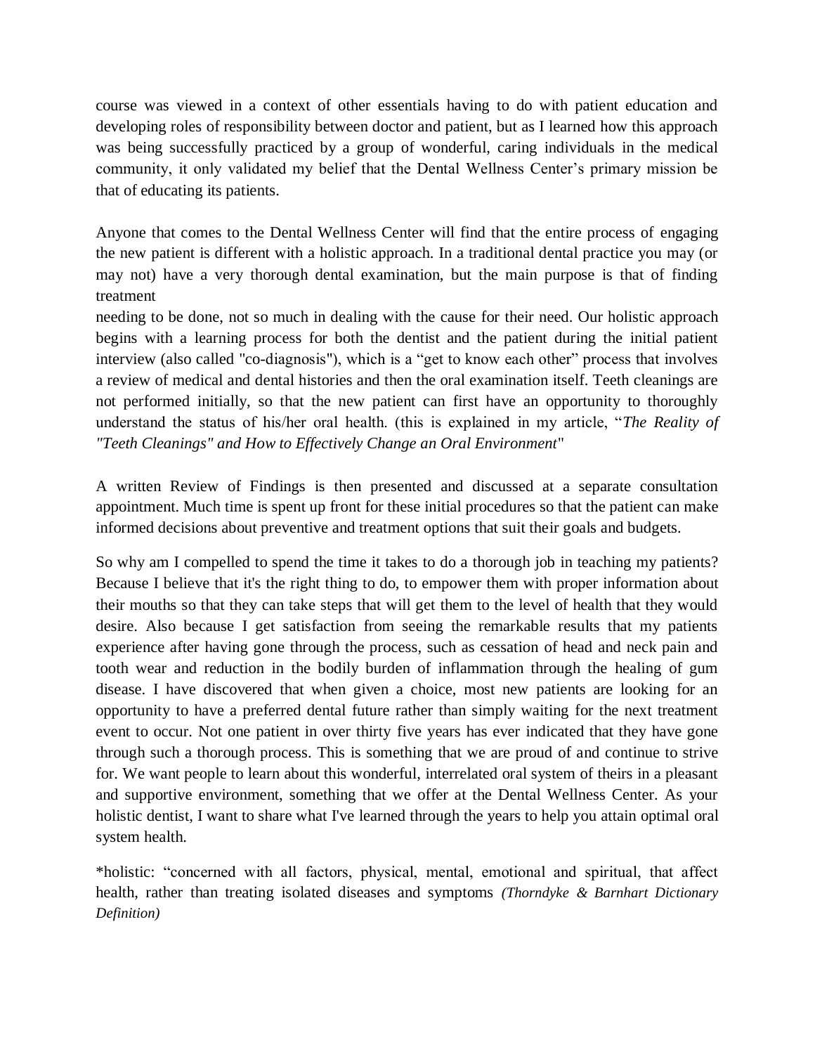course was viewed in a context of other essentials having to do with patient education and developing roles of responsibility between doctor and patient, but as I learned how this approach was being successfully practiced by a group of wonderful, caring individuals in the medical community, it only validated my belief that the Dental Wellness Center's primary mission be that of educating its patients.

Anyone that comes to the Dental Wellness Center will find that the entire process of engaging the new patient is different with a holistic approach. In a traditional dental practice you may (or may not) have a very thorough dental examination, but the main purpose is that of finding treatment needing to be done, not so much in dealing with the cause for their need. Our holistic approach begins with a learning process for both the dentist and the patient during the initial patient interview (also called "co-diagnosis"), which is a "get to know each other" process that involves a review of medical and dental histories and then the oral examination itself. Teeth cleanings are not performed initially, so that the new patient can first have an opportunity to thoroughly understand the status of his/her oral health. (this is explained in my article, "*The Reality of "Teeth Cleanings" and How to Effectively Change an Oral Environment*"

A written Review of Findings is then presented and discussed at a separate consultation appointment. Much time is spent up front for these initial procedures so that the patient can make informed decisions about preventive and treatment options that suit their goals and budgets.

So why am I compelled to spend the time it takes to do a thorough job in teaching my patients? Because I believe that it's the right thing to do, to empower them with proper information about their mouths so that they can take steps that will get them to the level of health that they would desire. Also because I get satisfaction from seeing the remarkable results that my patients experience after having gone through the process, such as cessation of head and neck pain and tooth wear and reduction in the bodily burden of inflammation through the healing of gum disease. I have discovered that when given a choice, most new patients are looking for an opportunity to have a preferred dental future rather than simply waiting for the next treatment event to occur. Not one patient in over thirty five years has ever indicated that they have gone through such a thorough process. This is something that we are proud of and continue to strive for. We want people to learn about this wonderful, interrelated oral system of theirs in a pleasant and supportive environment, something that we offer at the Dental Wellness Center. As your holistic dentist, I want to share what I've learned through the years to help you attain optimal oral system health.

*holistic: "concerned with all factors, physical, mental, emotional and spiritual, that affect health, rather than treating isolated diseases and symptoms *(Thorndyke & Barnhart Dictionary Definition)*